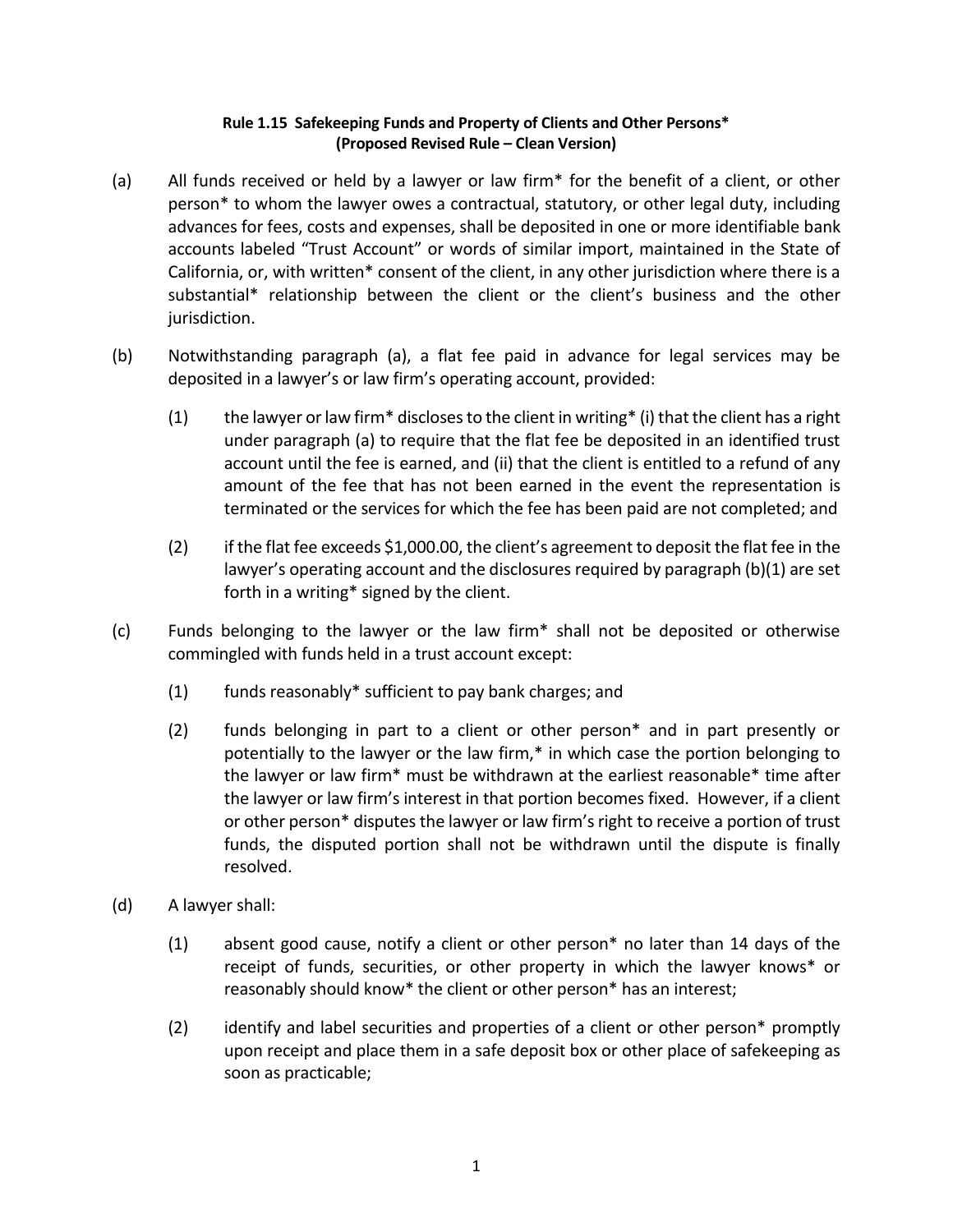**Rule 1.15 Safekeeping Funds and Property of Clients and Other Persons***
**(Proposed Revised Rule – Clean Version)**

(a) All funds received or held by a lawyer or law firm* for the benefit of a client, or other person* to whom the lawyer owes a contractual, statutory, or other legal duty, including advances for fees, costs and expenses, shall be deposited in one or more identifiable bank accounts labeled "Trust Account" or words of similar import, maintained in the State of California, or, with written* consent of the client, in any other jurisdiction where there is a substantial* relationship between the client or the client's business and the other jurisdiction.

(b) Notwithstanding paragraph (a), a flat fee paid in advance for legal services may be deposited in a lawyer's or law firm's operating account, provided:

(1) the lawyer or law firm* discloses to the client in writing* (i) that the client has a right under paragraph (a) to require that the flat fee be deposited in an identified trust account until the fee is earned, and (ii) that the client is entitled to a refund of any amount of the fee that has not been earned in the event the representation is terminated or the services for which the fee has been paid are not completed; and

(2) if the flat fee exceeds $1,000.00, the client's agreement to deposit the flat fee in the lawyer's operating account and the disclosures required by paragraph (b)(1) are set forth in a writing* signed by the client.

(c) Funds belonging to the lawyer or the law firm* shall not be deposited or otherwise commingled with funds held in a trust account except:

(1) funds reasonably* sufficient to pay bank charges; and

(2) funds belonging in part to a client or other person* and in part presently or potentially to the lawyer or the law firm,* in which case the portion belonging to the lawyer or law firm* must be withdrawn at the earliest reasonable* time after the lawyer or law firm's interest in that portion becomes fixed. However, if a client or other person* disputes the lawyer or law firm's right to receive a portion of trust funds, the disputed portion shall not be withdrawn until the dispute is finally resolved.

(d) A lawyer shall:

(1) absent good cause, notify a client or other person* no later than 14 days of the receipt of funds, securities, or other property in which the lawyer knows* or reasonably should know* the client or other person* has an interest;

(2) identify and label securities and properties of a client or other person* promptly upon receipt and place them in a safe deposit box or other place of safekeeping as soon as practicable;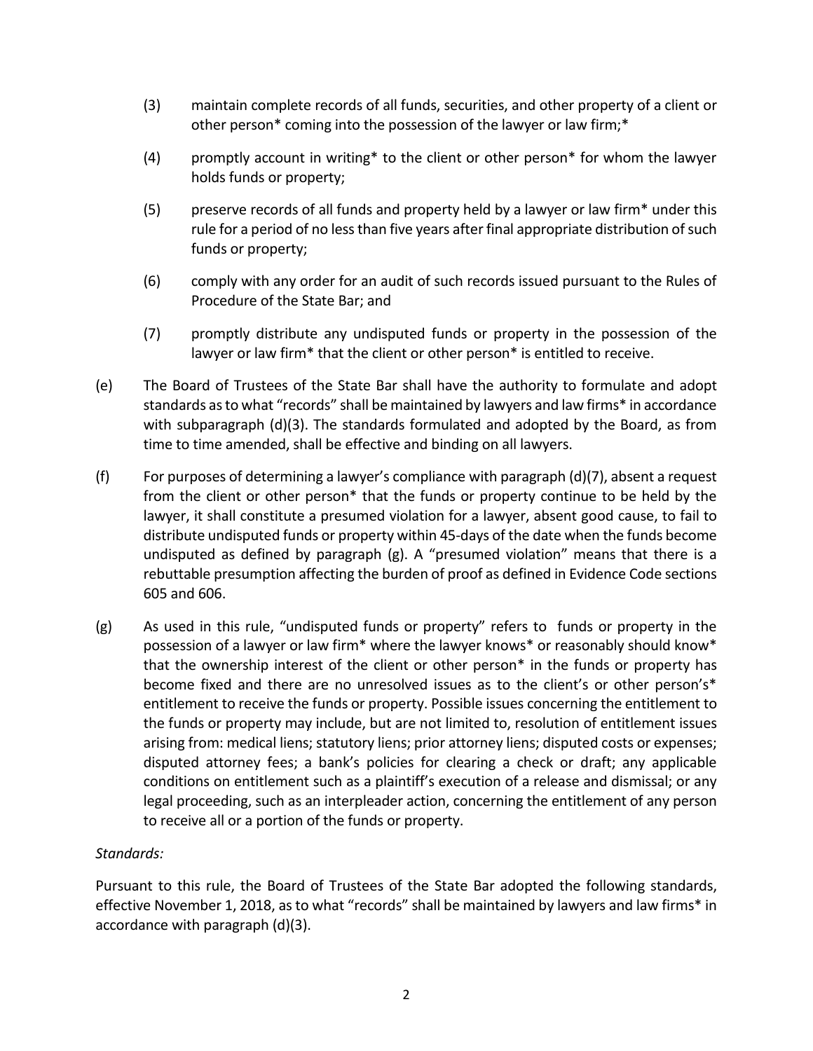(3) maintain complete records of all funds, securities, and other property of a client or other person* coming into the possession of the lawyer or law firm;*

(4) promptly account in writing* to the client or other person* for whom the lawyer holds funds or property;

(5) preserve records of all funds and property held by a lawyer or law firm* under this rule for a period of no less than five years after final appropriate distribution of such funds or property;

(6) comply with any order for an audit of such records issued pursuant to the Rules of Procedure of the State Bar; and

(7) promptly distribute any undisputed funds or property in the possession of the lawyer or law firm* that the client or other person* is entitled to receive.

(e) The Board of Trustees of the State Bar shall have the authority to formulate and adopt standards as to what "records" shall be maintained by lawyers and law firms* in accordance with subparagraph (d)(3). The standards formulated and adopted by the Board, as from time to time amended, shall be effective and binding on all lawyers.

(f) For purposes of determining a lawyer's compliance with paragraph (d)(7), absent a request from the client or other person* that the funds or property continue to be held by the lawyer, it shall constitute a presumed violation for a lawyer, absent good cause, to fail to distribute undisputed funds or property within 45-days of the date when the funds become undisputed as defined by paragraph (g). A "presumed violation" means that there is a rebuttable presumption affecting the burden of proof as defined in Evidence Code sections 605 and 606.

(g) As used in this rule, "undisputed funds or property" refers to funds or property in the possession of a lawyer or law firm* where the lawyer knows* or reasonably should know* that the ownership interest of the client or other person* in the funds or property has become fixed and there are no unresolved issues as to the client's or other person's* entitlement to receive the funds or property. Possible issues concerning the entitlement to the funds or property may include, but are not limited to, resolution of entitlement issues arising from: medical liens; statutory liens; prior attorney liens; disputed costs or expenses; disputed attorney fees; a bank's policies for clearing a check or draft; any applicable conditions on entitlement such as a plaintiff's execution of a release and dismissal; or any legal proceeding, such as an interpleader action, concerning the entitlement of any person to receive all or a portion of the funds or property.

*Standards:*

Pursuant to this rule, the Board of Trustees of the State Bar adopted the following standards, effective November 1, 2018, as to what "records" shall be maintained by lawyers and law firms* in accordance with paragraph (d)(3).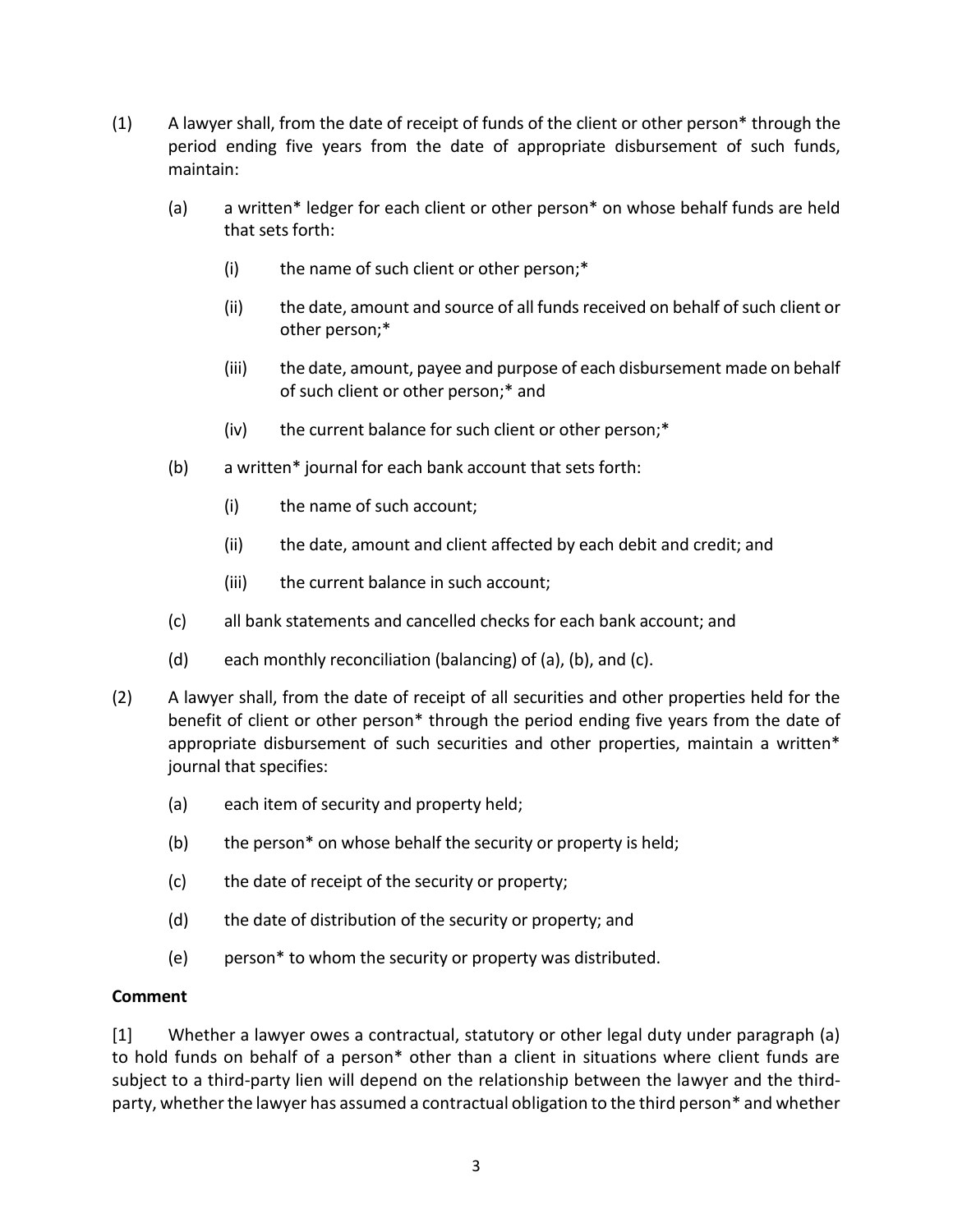(1) A lawyer shall, from the date of receipt of funds of the client or other person* through the period ending five years from the date of appropriate disbursement of such funds, maintain:

   (a) a written* ledger for each client or other person* on whose behalf funds are held that sets forth:

      (i) the name of such client or other person;*

      (ii) the date, amount and source of all funds received on behalf of such client or other person;*

      (iii) the date, amount, payee and purpose of each disbursement made on behalf of such client or other person;* and

      (iv) the current balance for such client or other person;*

   (b) a written* journal for each bank account that sets forth:

      (i) the name of such account;

      (ii) the date, amount and client affected by each debit and credit; and

      (iii) the current balance in such account;

   (c) all bank statements and cancelled checks for each bank account; and

   (d) each monthly reconciliation (balancing) of (a), (b), and (c).

(2) A lawyer shall, from the date of receipt of all securities and other properties held for the benefit of client or other person* through the period ending five years from the date of appropriate disbursement of such securities and other properties, maintain a written* journal that specifies:

   (a) each item of security and property held;

   (b) the person* on whose behalf the security or property is held;

   (c) the date of receipt of the security or property;

   (d) the date of distribution of the security or property; and

   (e) person* to whom the security or property was distributed.

**Comment**

[1] Whether a lawyer owes a contractual, statutory or other legal duty under paragraph (a) to hold funds on behalf of a person* other than a client in situations where client funds are subject to a third-party lien will depend on the relationship between the lawyer and the third-party, whether the lawyer has assumed a contractual obligation to the third person* and whether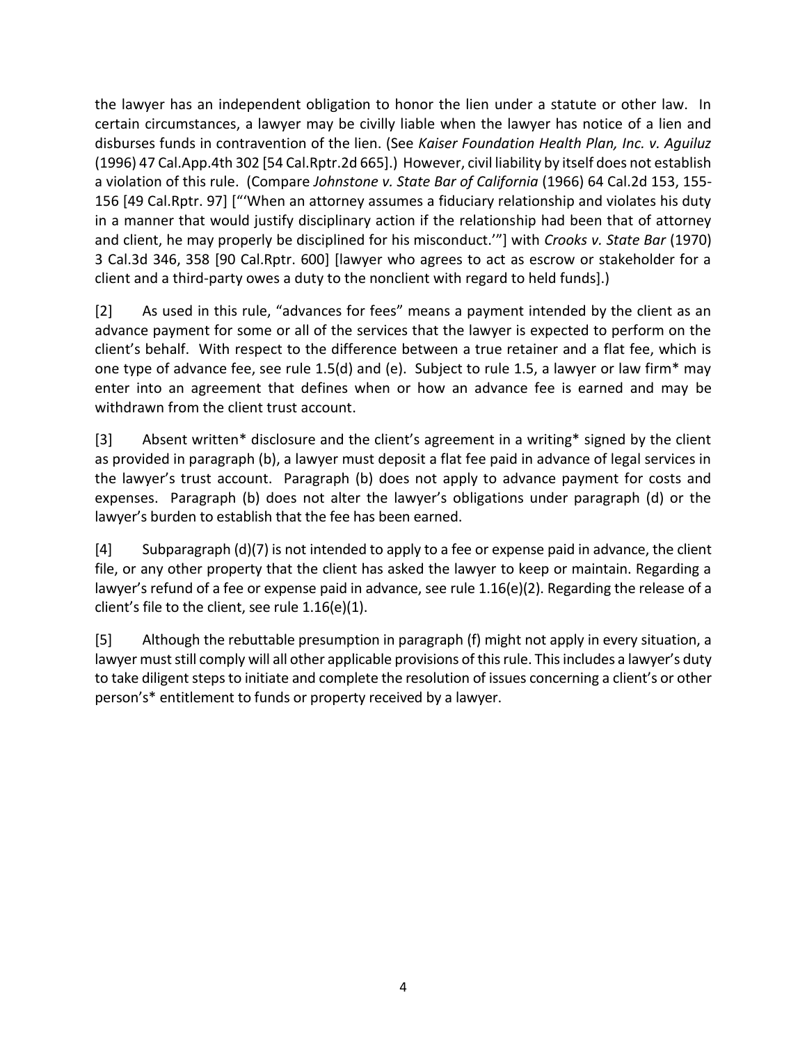the lawyer has an independent obligation to honor the lien under a statute or other law. In certain circumstances, a lawyer may be civilly liable when the lawyer has notice of a lien and disburses funds in contravention of the lien. (See *Kaiser Foundation Health Plan, Inc. v. Aguiluz* (1996) 47 Cal.App.4th 302 [54 Cal.Rptr.2d 665].) However, civil liability by itself does not establish a violation of this rule. (Compare *Johnstone v. State Bar of California* (1966) 64 Cal.2d 153, 155-156 [49 Cal.Rptr. 97] ["'When an attorney assumes a fiduciary relationship and violates his duty in a manner that would justify disciplinary action if the relationship had been that of attorney and client, he may properly be disciplined for his misconduct.'"] with *Crooks v. State Bar* (1970) 3 Cal.3d 346, 358 [90 Cal.Rptr. 600] [lawyer who agrees to act as escrow or stakeholder for a client and a third-party owes a duty to the nonclient with regard to held funds].)

[2] As used in this rule, "advances for fees" means a payment intended by the client as an advance payment for some or all of the services that the lawyer is expected to perform on the client's behalf. With respect to the difference between a true retainer and a flat fee, which is one type of advance fee, see rule 1.5(d) and (e). Subject to rule 1.5, a lawyer or law firm* may enter into an agreement that defines when or how an advance fee is earned and may be withdrawn from the client trust account.

[3] Absent written* disclosure and the client's agreement in a writing* signed by the client as provided in paragraph (b), a lawyer must deposit a flat fee paid in advance of legal services in the lawyer's trust account. Paragraph (b) does not apply to advance payment for costs and expenses. Paragraph (b) does not alter the lawyer's obligations under paragraph (d) or the lawyer's burden to establish that the fee has been earned.

[4] Subparagraph (d)(7) is not intended to apply to a fee or expense paid in advance, the client file, or any other property that the client has asked the lawyer to keep or maintain. Regarding a lawyer's refund of a fee or expense paid in advance, see rule 1.16(e)(2). Regarding the release of a client's file to the client, see rule 1.16(e)(1).

[5] Although the rebuttable presumption in paragraph (f) might not apply in every situation, a lawyer must still comply will all other applicable provisions of this rule. This includes a lawyer's duty to take diligent steps to initiate and complete the resolution of issues concerning a client's or other person's* entitlement to funds or property received by a lawyer.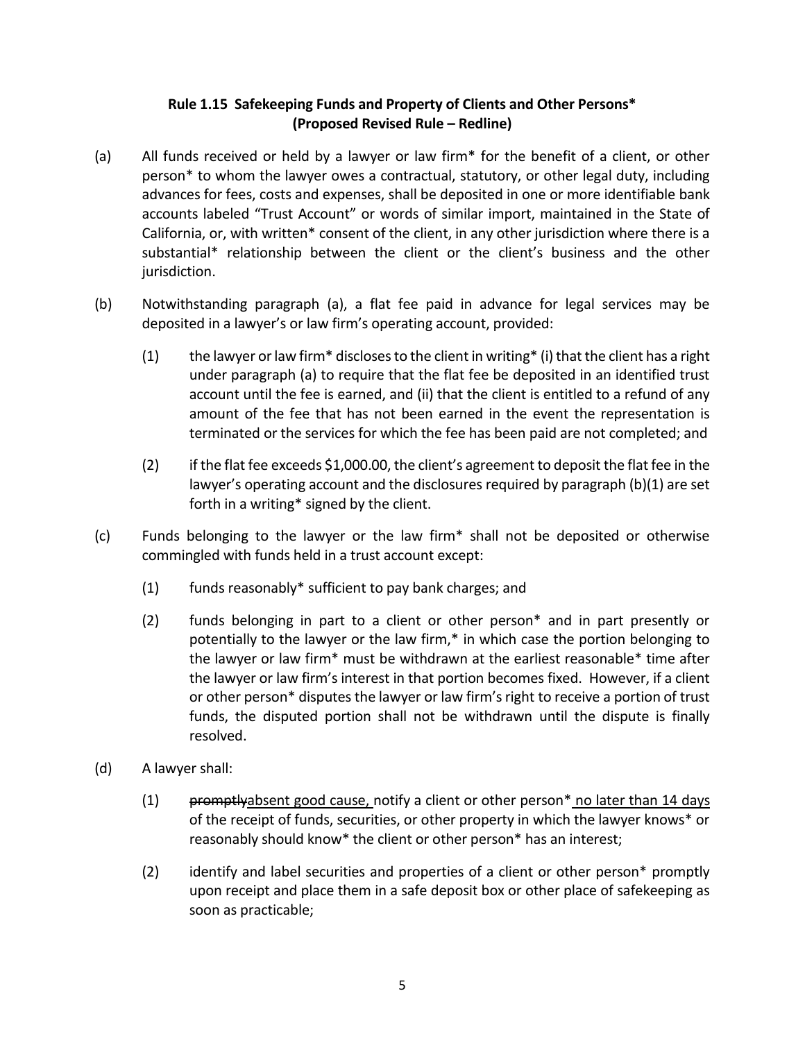**Rule 1.15 Safekeeping Funds and Property of Clients and Other Persons***
**(Proposed Revised Rule – Redline)**

(a) All funds received or held by a lawyer or law firm* for the benefit of a client, or other person* to whom the lawyer owes a contractual, statutory, or other legal duty, including advances for fees, costs and expenses, shall be deposited in one or more identifiable bank accounts labeled "Trust Account" or words of similar import, maintained in the State of California, or, with written* consent of the client, in any other jurisdiction where there is a substantial* relationship between the client or the client's business and the other jurisdiction.

(b) Notwithstanding paragraph (a), a flat fee paid in advance for legal services may be deposited in a lawyer's or law firm's operating account, provided:

(1) the lawyer or law firm* discloses to the client in writing* (i) that the client has a right under paragraph (a) to require that the flat fee be deposited in an identified trust account until the fee is earned, and (ii) that the client is entitled to a refund of any amount of the fee that has not been earned in the event the representation is terminated or the services for which the fee has been paid are not completed; and

(2) if the flat fee exceeds $1,000.00, the client's agreement to deposit the flat fee in the lawyer's operating account and the disclosures required by paragraph (b)(1) are set forth in a writing* signed by the client.

(c) Funds belonging to the lawyer or the law firm* shall not be deposited or otherwise commingled with funds held in a trust account except:

(1) funds reasonably* sufficient to pay bank charges; and

(2) funds belonging in part to a client or other person* and in part presently or potentially to the lawyer or the law firm,* in which case the portion belonging to the lawyer or law firm* must be withdrawn at the earliest reasonable* time after the lawyer or law firm's interest in that portion becomes fixed. However, if a client or other person* disputes the lawyer or law firm's right to receive a portion of trust funds, the disputed portion shall not be withdrawn until the dispute is finally resolved.

(d) A lawyer shall:

(1) ~~promptly~~<u>absent good cause,</u> notify a client or other person*<u> no later than 14 days</u> of the receipt of funds, securities, or other property in which the lawyer knows* or reasonably should know* the client or other person* has an interest;

(2) identify and label securities and properties of a client or other person* promptly upon receipt and place them in a safe deposit box or other place of safekeeping as soon as practicable;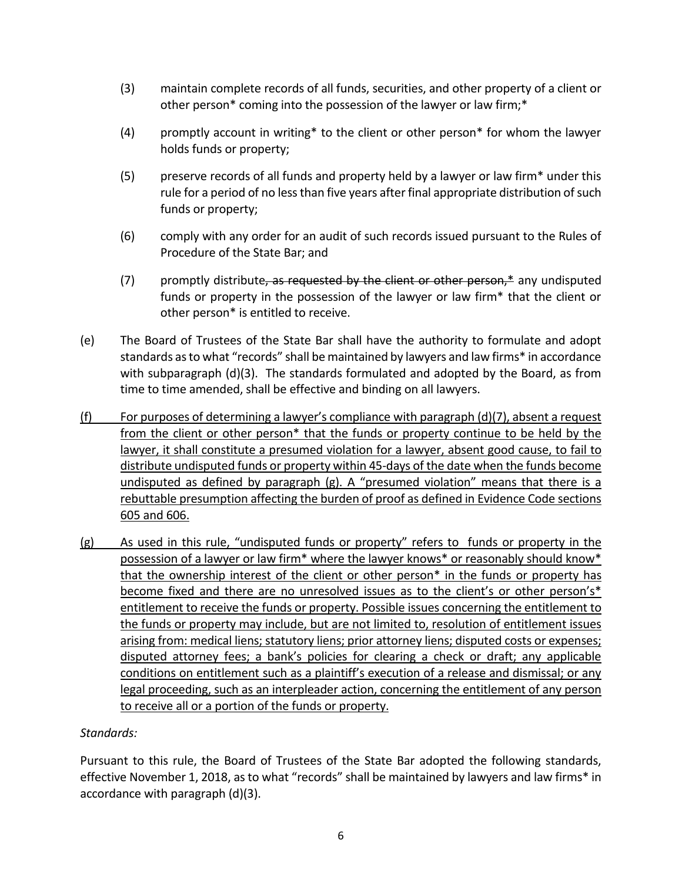(3) maintain complete records of all funds, securities, and other property of a client or other person* coming into the possession of the lawyer or law firm;*

(4) promptly account in writing* to the client or other person* for whom the lawyer holds funds or property;

(5) preserve records of all funds and property held by a lawyer or law firm* under this rule for a period of no less than five years after final appropriate distribution of such funds or property;

(6) comply with any order for an audit of such records issued pursuant to the Rules of Procedure of the State Bar; and

(7) promptly distribute~~, as requested by the client or other person,*~~ any undisputed funds or property in the possession of the lawyer or law firm* that the client or other person* is entitled to receive.

(e) The Board of Trustees of the State Bar shall have the authority to formulate and adopt standards as to what "records" shall be maintained by lawyers and law firms* in accordance with subparagraph (d)(3). The standards formulated and adopted by the Board, as from time to time amended, shall be effective and binding on all lawyers.

<u>(f) For purposes of determining a lawyer's compliance with paragraph (d)(7), absent a request from the client or other person* that the funds or property continue to be held by the lawyer, it shall constitute a presumed violation for a lawyer, absent good cause, to fail to distribute undisputed funds or property within 45-days of the date when the funds become undisputed as defined by paragraph (g). A "presumed violation" means that there is a rebuttable presumption affecting the burden of proof as defined in Evidence Code sections 605 and 606.</u>

<u>(g) As used in this rule, "undisputed funds or property" refers to funds or property in the possession of a lawyer or law firm* where the lawyer knows* or reasonably should know* that the ownership interest of the client or other person* in the funds or property has become fixed and there are no unresolved issues as to the client's or other person's* entitlement to receive the funds or property. Possible issues concerning the entitlement to the funds or property may include, but are not limited to, resolution of entitlement issues arising from: medical liens; statutory liens; prior attorney liens; disputed costs or expenses; disputed attorney fees; a bank's policies for clearing a check or draft; any applicable conditions on entitlement such as a plaintiff's execution of a release and dismissal; or any legal proceeding, such as an interpleader action, concerning the entitlement of any person to receive all or a portion of the funds or property.</u>

*Standards:*

Pursuant to this rule, the Board of Trustees of the State Bar adopted the following standards, effective November 1, 2018, as to what "records" shall be maintained by lawyers and law firms* in accordance with paragraph (d)(3).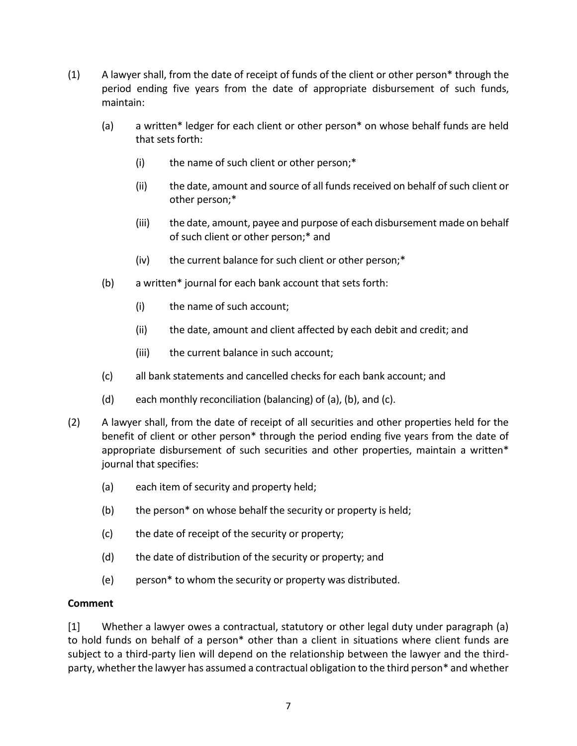(1) A lawyer shall, from the date of receipt of funds of the client or other person* through the period ending five years from the date of appropriate disbursement of such funds, maintain:

   (a) a written* ledger for each client or other person* on whose behalf funds are held that sets forth:

      (i) the name of such client or other person;*

      (ii) the date, amount and source of all funds received on behalf of such client or other person;*

      (iii) the date, amount, payee and purpose of each disbursement made on behalf of such client or other person;* and

      (iv) the current balance for such client or other person;*

   (b) a written* journal for each bank account that sets forth:

      (i) the name of such account;

      (ii) the date, amount and client affected by each debit and credit; and

      (iii) the current balance in such account;

   (c) all bank statements and cancelled checks for each bank account; and

   (d) each monthly reconciliation (balancing) of (a), (b), and (c).

(2) A lawyer shall, from the date of receipt of all securities and other properties held for the benefit of client or other person* through the period ending five years from the date of appropriate disbursement of such securities and other properties, maintain a written* journal that specifies:

   (a) each item of security and property held;

   (b) the person* on whose behalf the security or property is held;

   (c) the date of receipt of the security or property;

   (d) the date of distribution of the security or property; and

   (e) person* to whom the security or property was distributed.

**Comment**

[1] Whether a lawyer owes a contractual, statutory or other legal duty under paragraph (a) to hold funds on behalf of a person* other than a client in situations where client funds are subject to a third-party lien will depend on the relationship between the lawyer and the third-party, whether the lawyer has assumed a contractual obligation to the third person* and whether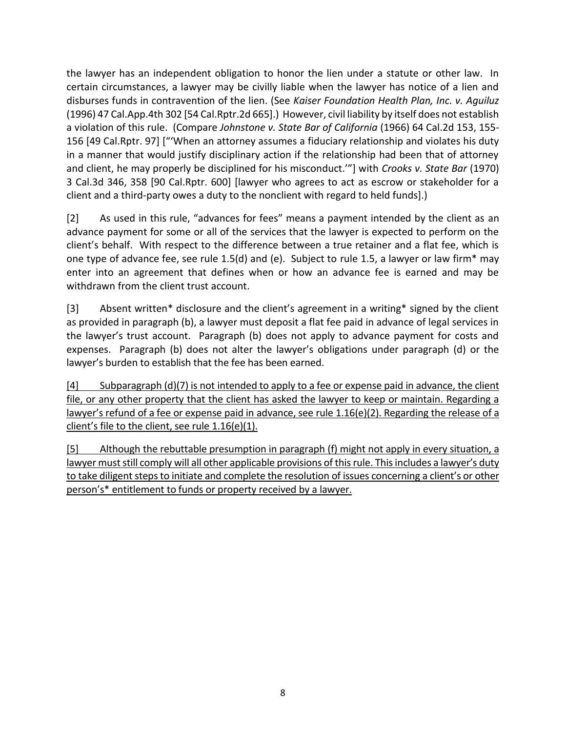the lawyer has an independent obligation to honor the lien under a statute or other law. In certain circumstances, a lawyer may be civilly liable when the lawyer has notice of a lien and disburses funds in contravention of the lien. (See *Kaiser Foundation Health Plan, Inc. v. Aguiluz* (1996) 47 Cal.App.4th 302 [54 Cal.Rptr.2d 665].) However, civil liability by itself does not establish a violation of this rule. (Compare *Johnstone v. State Bar of California* (1966) 64 Cal.2d 153, 155-156 [49 Cal.Rptr. 97] ["'When an attorney assumes a fiduciary relationship and violates his duty in a manner that would justify disciplinary action if the relationship had been that of attorney and client, he may properly be disciplined for his misconduct.'"] with *Crooks v. State Bar* (1970) 3 Cal.3d 346, 358 [90 Cal.Rptr. 600] [lawyer who agrees to act as escrow or stakeholder for a client and a third-party owes a duty to the nonclient with regard to held funds].)

[2] As used in this rule, "advances for fees" means a payment intended by the client as an advance payment for some or all of the services that the lawyer is expected to perform on the client's behalf. With respect to the difference between a true retainer and a flat fee, which is one type of advance fee, see rule 1.5(d) and (e). Subject to rule 1.5, a lawyer or law firm* may enter into an agreement that defines when or how an advance fee is earned and may be withdrawn from the client trust account.

[3] Absent written* disclosure and the client's agreement in a writing* signed by the client as provided in paragraph (b), a lawyer must deposit a flat fee paid in advance of legal services in the lawyer's trust account. Paragraph (b) does not apply to advance payment for costs and expenses. Paragraph (b) does not alter the lawyer's obligations under paragraph (d) or the lawyer's burden to establish that the fee has been earned.

<u>[4] Subparagraph (d)(7) is not intended to apply to a fee or expense paid in advance, the client file, or any other property that the client has asked the lawyer to keep or maintain. Regarding a lawyer's refund of a fee or expense paid in advance, see rule 1.16(e)(2). Regarding the release of a client's file to the client, see rule 1.16(e)(1).</u>

<u>[5] Although the rebuttable presumption in paragraph (f) might not apply in every situation, a lawyer must still comply will all other applicable provisions of this rule. This includes a lawyer's duty to take diligent steps to initiate and complete the resolution of issues concerning a client's or other person's* entitlement to funds or property received by a lawyer.</u>